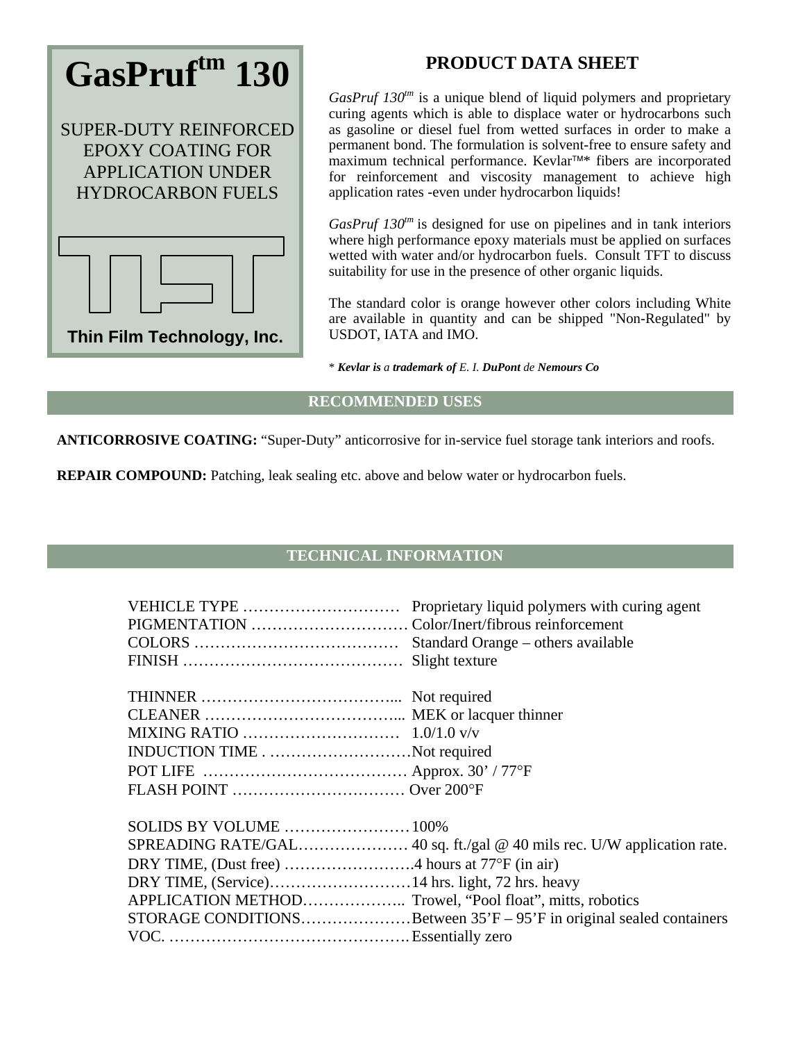# GasPruf™ 130

SUPER-DUTY REINFORCED EPOXY COATING FOR APPLICATION UNDER HYDROCARBON FUELS

Thin Film Technology, Inc.

## PRODUCT DATA SHEET

*GasPruf 130™* is a unique blend of liquid polymers and proprietary curing agents which is able to displace water or hydrocarbons such as gasoline or diesel fuel from wetted surfaces in order to make a permanent bond. The formulation is solvent-free to ensure safety and maximum technical performance. Kevlar™* fibers are incorporated for reinforcement and viscosity management to achieve high application rates -even under hydrocarbon liquids!

*GasPruf 130™* is designed for use on pipelines and in tank interiors where high performance epoxy materials must be applied on surfaces wetted with water and/or hydrocarbon fuels. Consult TFT to discuss suitability for use in the presence of other organic liquids.

The standard color is orange however other colors including White are available in quantity and can be shipped "Non-Regulated" by USDOT, IATA and IMO.

* ***Kevlar is** a **trademark of** E. I. **DuPont** de **Nemours Co***

## RECOMMENDED USES

**ANTICORROSIVE COATING:** "Super-Duty" anticorrosive for in-service fuel storage tank interiors and roofs.

**REPAIR COMPOUND:** Patching, leak sealing etc. above and below water or hydrocarbon fuels.

## TECHNICAL INFORMATION

VEHICLE TYPE ………………………… Proprietary liquid polymers with curing agent
PIGMENTATION ………………………… Color/Inert/fibrous reinforcement
COLORS ………………………………… Standard Orange – others available
FINISH …………………………………… Slight texture

THINNER ………………………………... Not required
CLEANER ………………………………... MEK or lacquer thinner
MIXING RATIO ………………………… 1.0/1.0 v/v
INDUCTION TIME . ………………………Not required
POT LIFE ………………………………… Approx. 30' / 77°F
FLASH POINT …………………………… Over 200°F

SOLIDS BY VOLUME ……………………100%
SPREADING RATE/GAL………………… 40 sq. ft./gal @ 40 mils rec. U/W application rate.
DRY TIME, (Dust free) …………………….4 hours at 77°F (in air)
DRY TIME, (Service)………………………14 hrs. light, 72 hrs. heavy
APPLICATION METHOD……………….. Trowel, "Pool float", mitts, robotics
STORAGE CONDITIONS…………………Between 35'F – 95'F in original sealed containers
VOC. ……………………………………….Essentially zero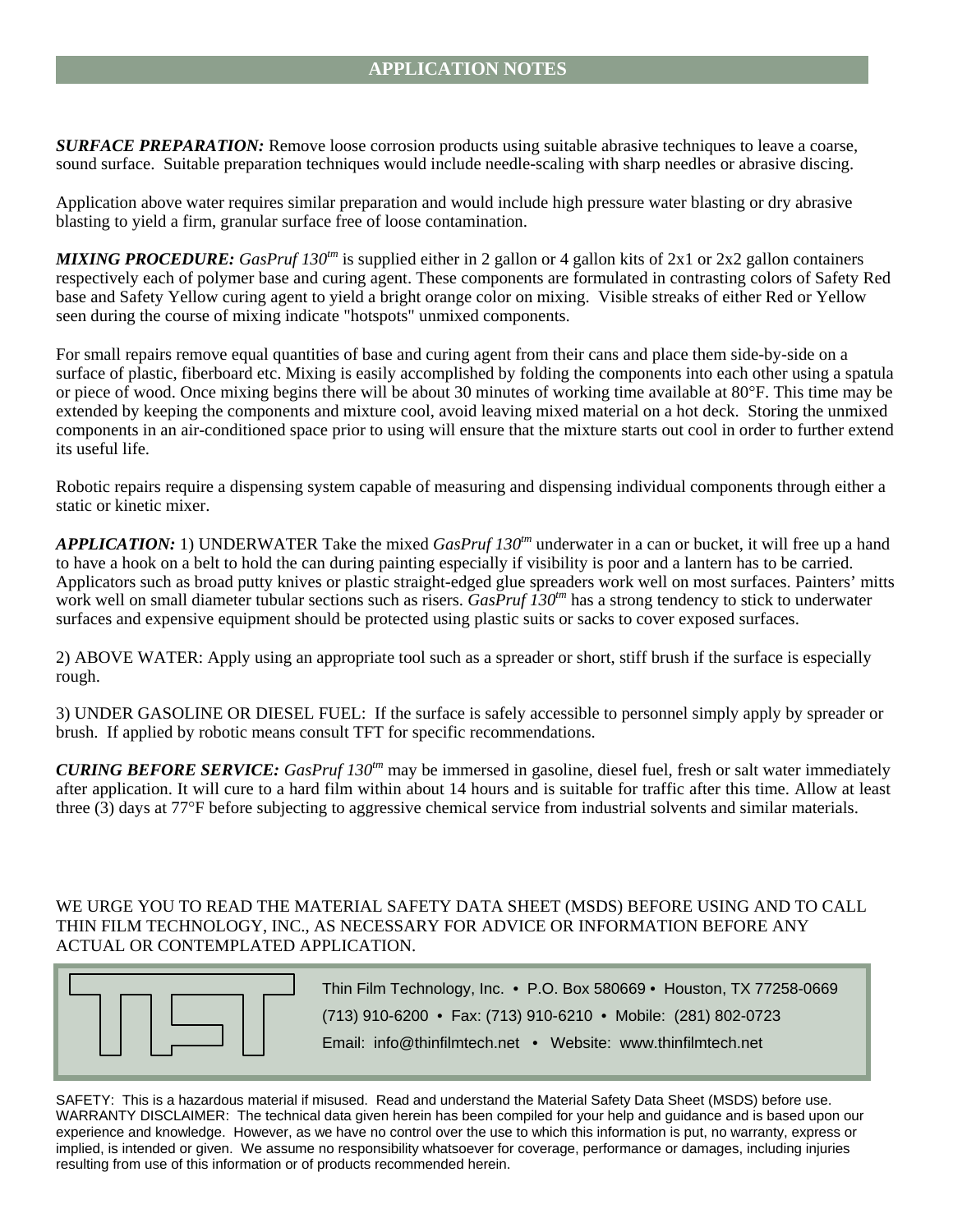## APPLICATION NOTES

***SURFACE PREPARATION:*** Remove loose corrosion products using suitable abrasive techniques to leave a coarse, sound surface. Suitable preparation techniques would include needle-scaling with sharp needles or abrasive discing.

Application above water requires similar preparation and would include high pressure water blasting or dry abrasive blasting to yield a firm, granular surface free of loose contamination.

***MIXING PROCEDURE:*** *GasPruf 130*$^{tm}$ is supplied either in 2 gallon or 4 gallon kits of 2x1 or 2x2 gallon containers respectively each of polymer base and curing agent. These components are formulated in contrasting colors of Safety Red base and Safety Yellow curing agent to yield a bright orange color on mixing. Visible streaks of either Red or Yellow seen during the course of mixing indicate "hotspots" unmixed components.

For small repairs remove equal quantities of base and curing agent from their cans and place them side-by-side on a surface of plastic, fiberboard etc. Mixing is easily accomplished by folding the components into each other using a spatula or piece of wood. Once mixing begins there will be about 30 minutes of working time available at 80°F. This time may be extended by keeping the components and mixture cool, avoid leaving mixed material on a hot deck. Storing the unmixed components in an air-conditioned space prior to using will ensure that the mixture starts out cool in order to further extend its useful life.

Robotic repairs require a dispensing system capable of measuring and dispensing individual components through either a static or kinetic mixer.

***APPLICATION:*** 1) UNDERWATER Take the mixed *GasPruf 130*$^{tm}$ underwater in a can or bucket, it will free up a hand to have a hook on a belt to hold the can during painting especially if visibility is poor and a lantern has to be carried. Applicators such as broad putty knives or plastic straight-edged glue spreaders work well on most surfaces. Painters' mitts work well on small diameter tubular sections such as risers. *GasPruf 130*$^{tm}$ has a strong tendency to stick to underwater surfaces and expensive equipment should be protected using plastic suits or sacks to cover exposed surfaces.

2) ABOVE WATER: Apply using an appropriate tool such as a spreader or short, stiff brush if the surface is especially rough.

3) UNDER GASOLINE OR DIESEL FUEL: If the surface is safely accessible to personnel simply apply by spreader or brush. If applied by robotic means consult TFT for specific recommendations.

***CURING BEFORE SERVICE:*** *GasPruf 130*$^{tm}$ may be immersed in gasoline, diesel fuel, fresh or salt water immediately after application. It will cure to a hard film within about 14 hours and is suitable for traffic after this time. Allow at least three (3) days at 77°F before subjecting to aggressive chemical service from industrial solvents and similar materials.

WE URGE YOU TO READ THE MATERIAL SAFETY DATA SHEET (MSDS) BEFORE USING AND TO CALL THIN FILM TECHNOLOGY, INC., AS NECESSARY FOR ADVICE OR INFORMATION BEFORE ANY ACTUAL OR CONTEMPLATED APPLICATION.

TFT

Thin Film Technology, Inc. • P.O. Box 580669 • Houston, TX 77258-0669
(713) 910-6200 • Fax: (713) 910-6210 • Mobile: (281) 802-0723
Email: info@thinfilmtech.net • Website: www.thinfilmtech.net

SAFETY: This is a hazardous material if misused. Read and understand the Material Safety Data Sheet (MSDS) before use.
WARRANTY DISCLAIMER: The technical data given herein has been compiled for your help and guidance and is based upon our experience and knowledge. However, as we have no control over the use to which this information is put, no warranty, express or implied, is intended or given. We assume no responsibility whatsoever for coverage, performance or damages, including injuries resulting from use of this information or of products recommended herein.